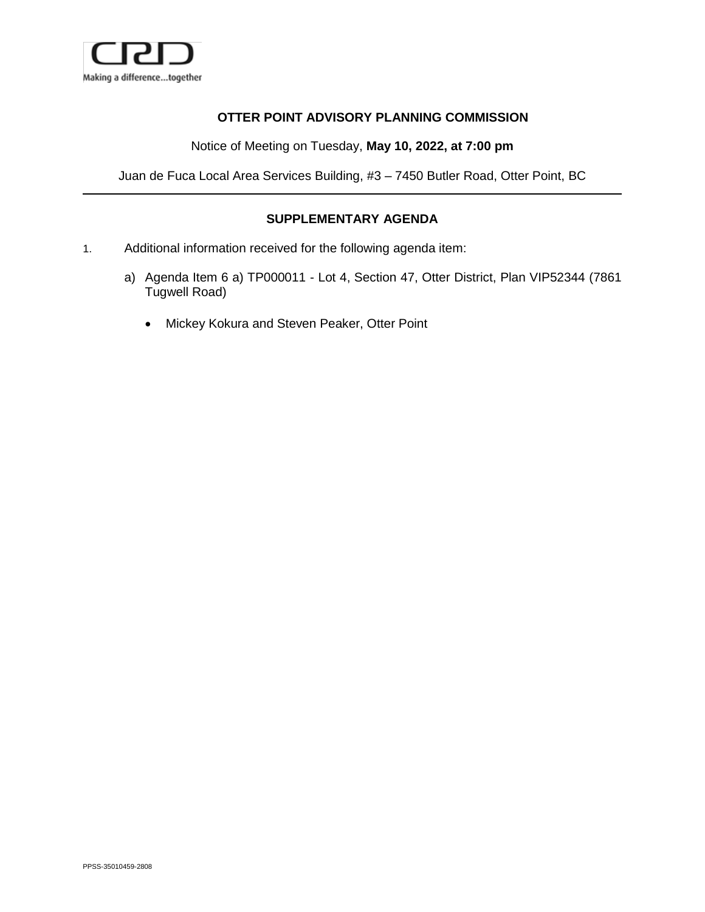Making a difference...together

**OTTER POINT ADVISORY PLANNING COMMISSION**

Notice of Meeting on Tuesday, **May 10, 2022, at 7:00 pm**

Juan de Fuca Local Area Services Building, #3 – 7450 Butler Road, Otter Point, BC

---

**SUPPLEMENTARY AGENDA**

1. Additional information received for the following agenda item:

   a) Agenda Item 6 a) TP000011 - Lot 4, Section 47, Otter District, Plan VIP52344 (7861 Tugwell Road)

      - Mickey Kokura and Steven Peaker, Otter Point

PPSS-35010459-2808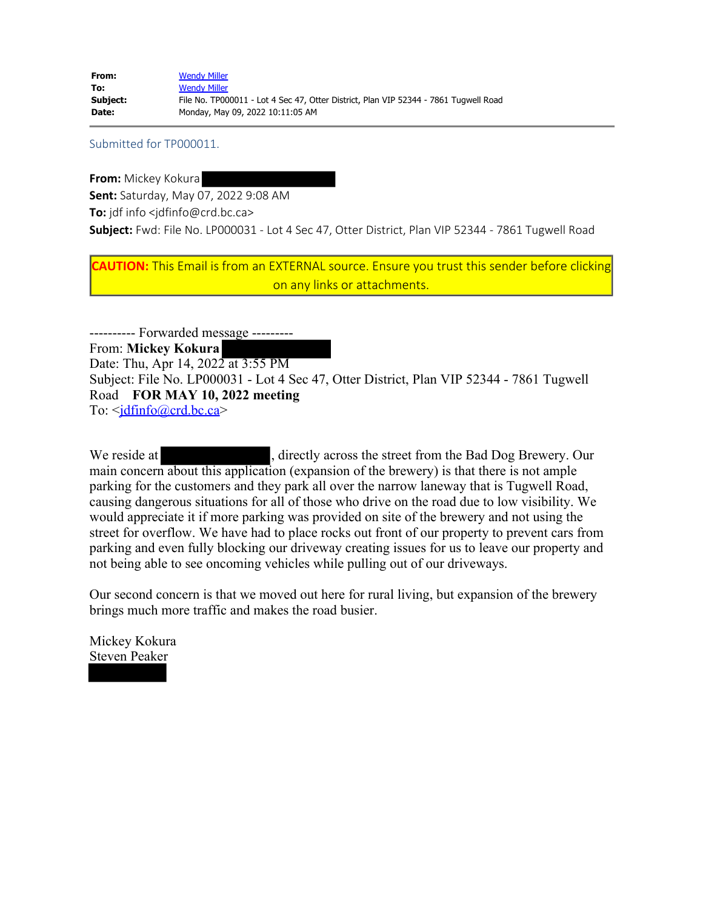**From:** Wendy Miller
**To:** Wendy Miller
**Subject:** File No. TP000011 - Lot 4 Sec 47, Otter District, Plan VIP 52344 - 7861 Tugwell Road
**Date:** Monday, May 09, 2022 10:11:05 AM

---

Submitted for TP000011.

**From:** Mickey Kokura
**Sent:** Saturday, May 07, 2022 9:08 AM
**To:** jdf info <jdfinfo@crd.bc.ca>
**Subject:** Fwd: File No. LP000031 - Lot 4 Sec 47, Otter District, Plan VIP 52344 - 7861 Tugwell Road

**CAUTION:** This Email is from an EXTERNAL source. Ensure you trust this sender before clicking on any links or attachments.

---------- Forwarded message ---------
From: **Mickey Kokura**
Date: Thu, Apr 14, 2022 at 3:55 PM
Subject: File No. LP000031 - Lot 4 Sec 47, Otter District, Plan VIP 52344 - 7861 Tugwell Road **FOR MAY 10, 2022 meeting**
To: <jdfinfo@crd.bc.ca>

We reside at , directly across the street from the Bad Dog Brewery. Our main concern about this application (expansion of the brewery) is that there is not ample parking for the customers and they park all over the narrow laneway that is Tugwell Road, causing dangerous situations for all of those who drive on the road due to low visibility. We would appreciate it if more parking was provided on site of the brewery and not using the street for overflow. We have had to place rocks out front of our property to prevent cars from parking and even fully blocking our driveway creating issues for us to leave our property and not being able to see oncoming vehicles while pulling out of our driveways.

Our second concern is that we moved out here for rural living, but expansion of the brewery brings much more traffic and makes the road busier.

Mickey Kokura
Steven Peaker